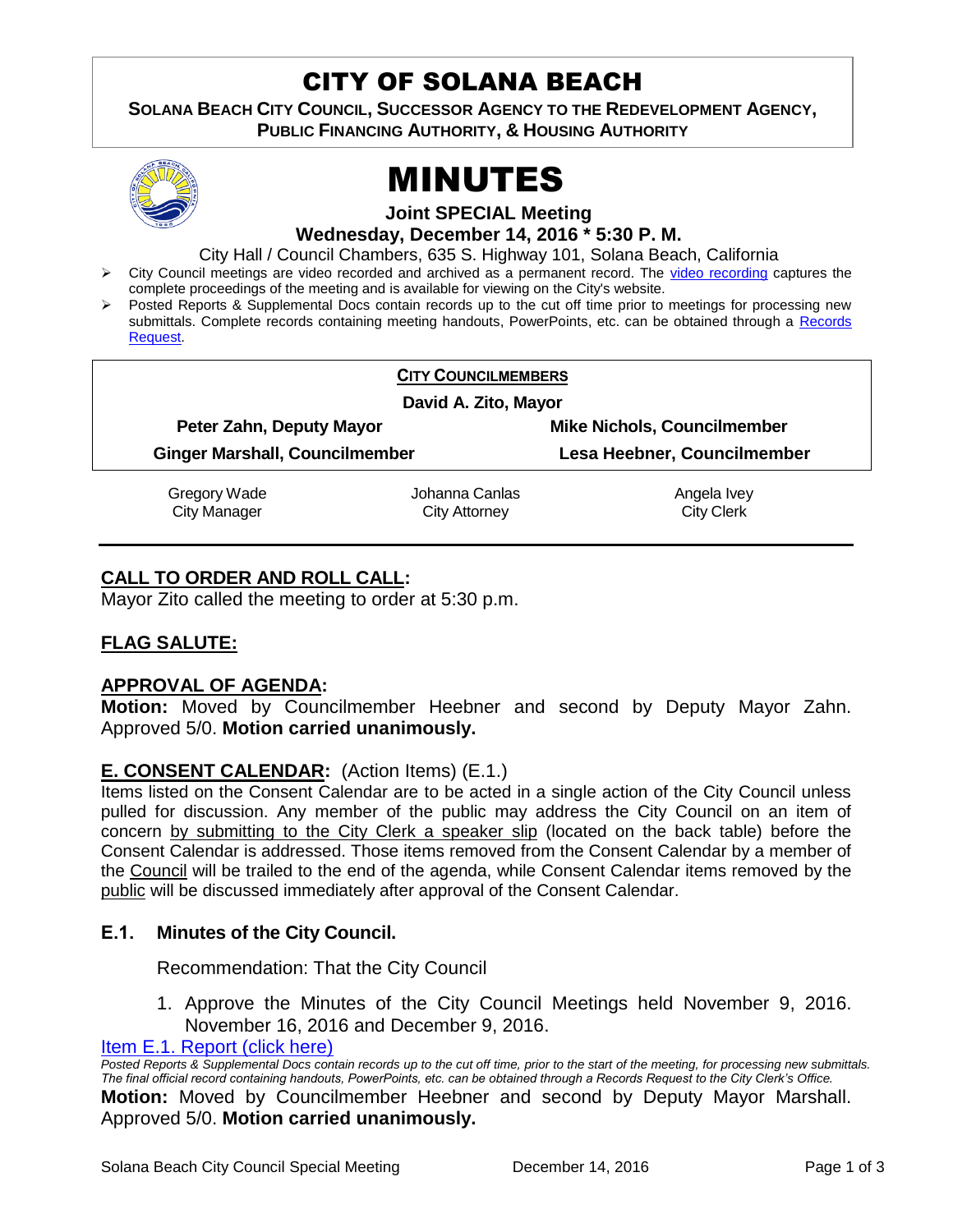# CITY OF SOLANA BEACH

**SOLANA BEACH CITY COUNCIL, SUCCESSOR AGENCY TO THE REDEVELOPMENT AGENCY, PUBLIC FINANCING AUTHORITY, & HOUSING AUTHORITY**

# MINUTES

**Joint SPECIAL Meeting**

**Wednesday, December 14, 2016 * 5:30 P. M.**

City Hall / Council Chambers, 635 S. Highway 101, Solana Beach, California

- City Council meetings are video recorded and archived as a permanent record. The video recording captures the complete proceedings of the meeting and is available for viewing on the City's website.
- Posted Reports & Supplemental Docs contain records up to the cut off time prior to meetings for processing new submittals. Complete records containing meeting handouts, PowerPoints, etc. can be obtained through a Records Request.

**CITY COUNCILMEMBERS**

**David A. Zito, Mayor**

| | |
|---|---|
| **Peter Zahn, Deputy Mayor** | **Mike Nichols, Councilmember** |
| **Ginger Marshall, Councilmember** | **Lesa Heebner, Councilmember** |

| | | |
|---|---|---|
| Gregory Wade<br>City Manager | Johanna Canlas<br>City Attorney | Angela Ivey<br>City Clerk |

## CALL TO ORDER AND ROLL CALL:

Mayor Zito called the meeting to order at 5:30 p.m.

## FLAG SALUTE:

## APPROVAL OF AGENDA:

**Motion:** Moved by Councilmember Heebner and second by Deputy Mayor Zahn. Approved 5/0. **Motion carried unanimously.**

## E. CONSENT CALENDAR: (Action Items) (E.1.)

Items listed on the Consent Calendar are to be acted in a single action of the City Council unless pulled for discussion. Any member of the public may address the City Council on an item of concern by submitting to the City Clerk a speaker slip (located on the back table) before the Consent Calendar is addressed. Those items removed from the Consent Calendar by a member of the Council will be trailed to the end of the agenda, while Consent Calendar items removed by the public will be discussed immediately after approval of the Consent Calendar.

### E.1. Minutes of the City Council.

Recommendation: That the City Council

1. Approve the Minutes of the City Council Meetings held November 9, 2016. November 16, 2016 and December 9, 2016.

Item E.1. Report (click here)

*Posted Reports & Supplemental Docs contain records up to the cut off time, prior to the start of the meeting, for processing new submittals. The final official record containing handouts, PowerPoints, etc. can be obtained through a Records Request to the City Clerk's Office.*

**Motion:** Moved by Councilmember Heebner and second by Deputy Mayor Marshall. Approved 5/0. **Motion carried unanimously.**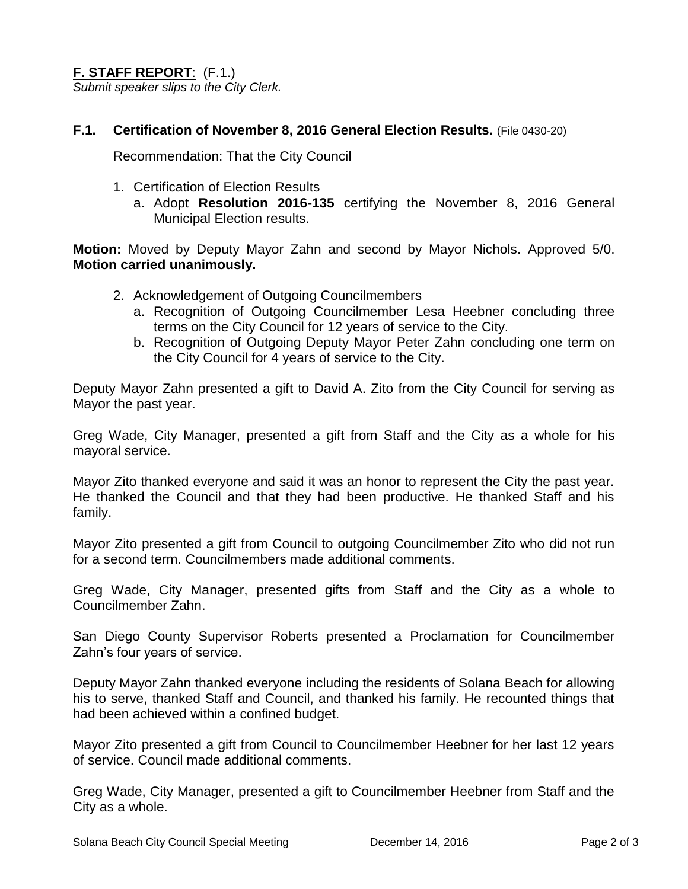## **F. STAFF REPORT**: (F.1.)

*Submit speaker slips to the City Clerk.*

### **F.1. Certification of November 8, 2016 General Election Results.** (File 0430-20)

Recommendation: That the City Council

1. Certification of Election Results
   a. Adopt **Resolution 2016-135** certifying the November 8, 2016 General Municipal Election results.

**Motion:** Moved by Deputy Mayor Zahn and second by Mayor Nichols. Approved 5/0. **Motion carried unanimously.**

2. Acknowledgement of Outgoing Councilmembers
   a. Recognition of Outgoing Councilmember Lesa Heebner concluding three terms on the City Council for 12 years of service to the City.
   b. Recognition of Outgoing Deputy Mayor Peter Zahn concluding one term on the City Council for 4 years of service to the City.

Deputy Mayor Zahn presented a gift to David A. Zito from the City Council for serving as Mayor the past year.

Greg Wade, City Manager, presented a gift from Staff and the City as a whole for his mayoral service.

Mayor Zito thanked everyone and said it was an honor to represent the City the past year. He thanked the Council and that they had been productive. He thanked Staff and his family.

Mayor Zito presented a gift from Council to outgoing Councilmember Zito who did not run for a second term. Councilmembers made additional comments.

Greg Wade, City Manager, presented gifts from Staff and the City as a whole to Councilmember Zahn.

San Diego County Supervisor Roberts presented a Proclamation for Councilmember Zahn's four years of service.

Deputy Mayor Zahn thanked everyone including the residents of Solana Beach for allowing his to serve, thanked Staff and Council, and thanked his family. He recounted things that had been achieved within a confined budget.

Mayor Zito presented a gift from Council to Councilmember Heebner for her last 12 years of service. Council made additional comments.

Greg Wade, City Manager, presented a gift to Councilmember Heebner from Staff and the City as a whole.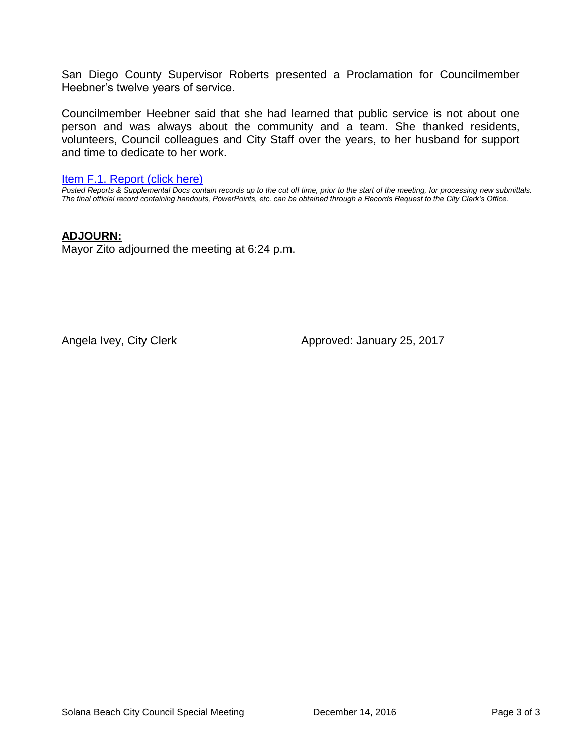San Diego County Supervisor Roberts presented a Proclamation for Councilmember Heebner's twelve years of service.

Councilmember Heebner said that she had learned that public service is not about one person and was always about the community and a team. She thanked residents, volunteers, Council colleagues and City Staff over the years, to her husband for support and time to dedicate to her work.

Item F.1. Report (click here)

*Posted Reports & Supplemental Docs contain records up to the cut off time, prior to the start of the meeting, for processing new submittals. The final official record containing handouts, PowerPoints, etc. can be obtained through a Records Request to the City Clerk's Office.*

**ADJOURN:**

Mayor Zito adjourned the meeting at 6:24 p.m.

Angela Ivey, City Clerk

Approved: January 25, 2017